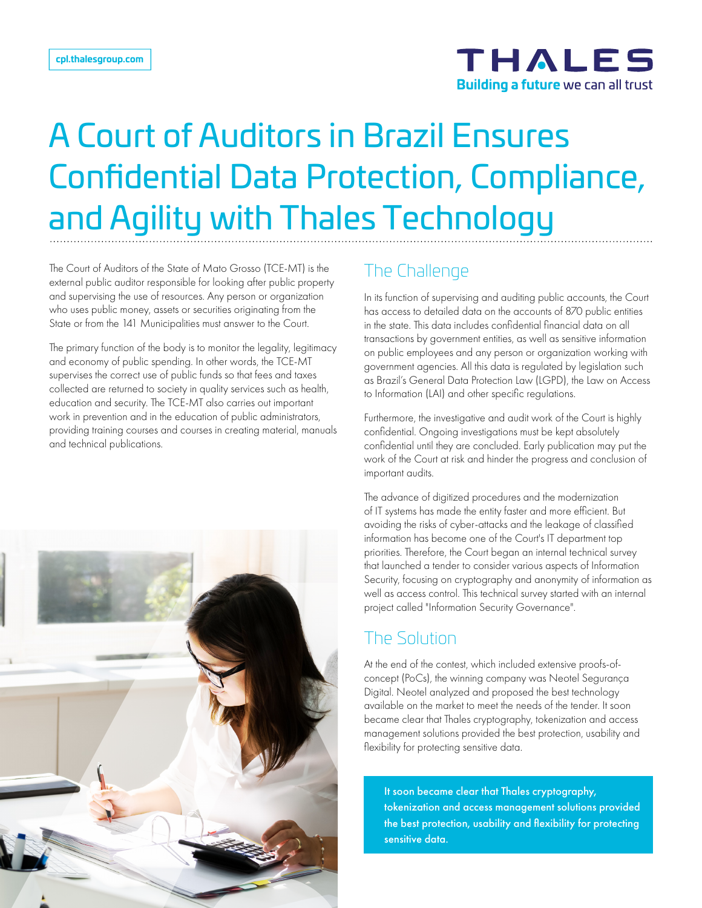cpl.thalesgroup.com

THALES
Building a future we can all trust

# A Court of Auditors in Brazil Ensures Confidential Data Protection, Compliance, and Agility with Thales Technology

The Court of Auditors of the State of Mato Grosso (TCE-MT) is the external public auditor responsible for looking after public property and supervising the use of resources. Any person or organization who uses public money, assets or securities originating from the State or from the 141 Municipalities must answer to the Court.

The primary function of the body is to monitor the legality, legitimacy and economy of public spending. In other words, the TCE-MT supervises the correct use of public funds so that fees and taxes collected are returned to society in quality services such as health, education and security. The TCE-MT also carries out important work in prevention and in the education of public administrators, providing training courses and courses in creating material, manuals and technical publications.

## The Challenge

In its function of supervising and auditing public accounts, the Court has access to detailed data on the accounts of 870 public entities in the state. This data includes confidential financial data on all transactions by government entities, as well as sensitive information on public employees and any person or organization working with government agencies. All this data is regulated by legislation such as Brazil's General Data Protection Law (LGPD), the Law on Access to Information (LAI) and other specific regulations.

Furthermore, the investigative and audit work of the Court is highly confidential. Ongoing investigations must be kept absolutely confidential until they are concluded. Early publication may put the work of the Court at risk and hinder the progress and conclusion of important audits.

The advance of digitized procedures and the modernization of IT systems has made the entity faster and more efficient. But avoiding the risks of cyber-attacks and the leakage of classified information has become one of the Court's IT department top priorities. Therefore, the Court began an internal technical survey that launched a tender to consider various aspects of Information Security, focusing on cryptography and anonymity of information as well as access control. This technical survey started with an internal project called "Information Security Governance".

## The Solution

At the end of the contest, which included extensive proofs-of-concept (PoCs), the winning company was Neotel Segurança Digital. Neotel analyzed and proposed the best technology available on the market to meet the needs of the tender. It soon became clear that Thales cryptography, tokenization and access management solutions provided the best protection, usability and flexibility for protecting sensitive data.

**It soon became clear that Thales cryptography, tokenization and access management solutions provided the best protection, usability and flexibility for protecting sensitive data.**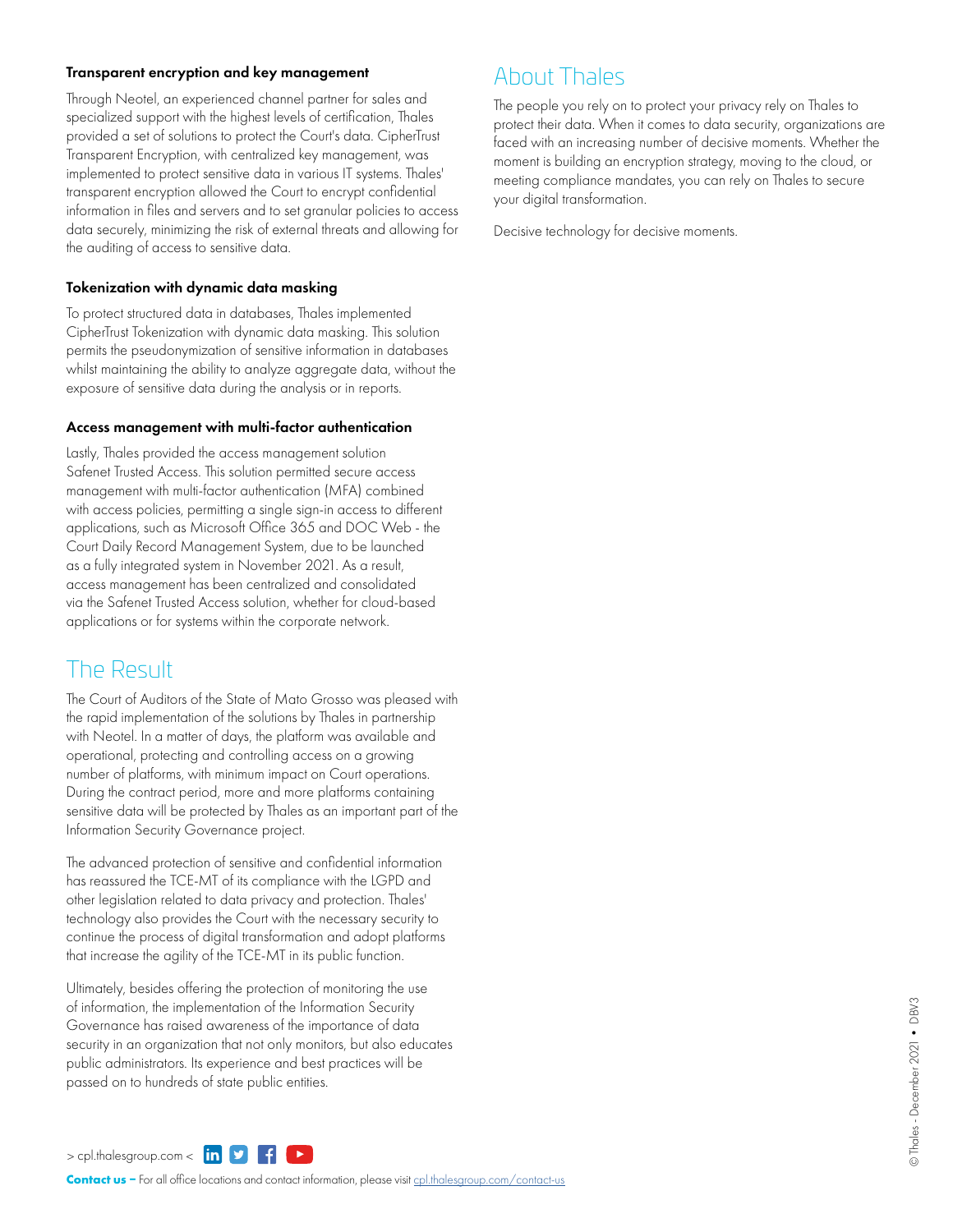### Transparent encryption and key management

Through Neotel, an experienced channel partner for sales and specialized support with the highest levels of certification, Thales provided a set of solutions to protect the Court's data. CipherTrust Transparent Encryption, with centralized key management, was implemented to protect sensitive data in various IT systems. Thales' transparent encryption allowed the Court to encrypt confidential information in files and servers and to set granular policies to access data securely, minimizing the risk of external threats and allowing for the auditing of access to sensitive data.

### Tokenization with dynamic data masking

To protect structured data in databases, Thales implemented CipherTrust Tokenization with dynamic data masking. This solution permits the pseudonymization of sensitive information in databases whilst maintaining the ability to analyze aggregate data, without the exposure of sensitive data during the analysis or in reports.

### Access management with multi-factor authentication

Lastly, Thales provided the access management solution Safenet Trusted Access. This solution permitted secure access management with multi-factor authentication (MFA) combined with access policies, permitting a single sign-in access to different applications, such as Microsoft Office 365 and DOC Web - the Court Daily Record Management System, due to be launched as a fully integrated system in November 2021. As a result, access management has been centralized and consolidated via the Safenet Trusted Access solution, whether for cloud-based applications or for systems within the corporate network.

## The Result

The Court of Auditors of the State of Mato Grosso was pleased with the rapid implementation of the solutions by Thales in partnership with Neotel. In a matter of days, the platform was available and operational, protecting and controlling access on a growing number of platforms, with minimum impact on Court operations. During the contract period, more and more platforms containing sensitive data will be protected by Thales as an important part of the Information Security Governance project.

The advanced protection of sensitive and confidential information has reassured the TCE-MT of its compliance with the LGPD and other legislation related to data privacy and protection. Thales' technology also provides the Court with the necessary security to continue the process of digital transformation and adopt platforms that increase the agility of the TCE-MT in its public function.

Ultimately, besides offering the protection of monitoring the use of information, the implementation of the Information Security Governance has raised awareness of the importance of data security in an organization that not only monitors, but also educates public administrators. Its experience and best practices will be passed on to hundreds of state public entities.

## About Thales

The people you rely on to protect your privacy rely on Thales to protect their data. When it comes to data security, organizations are faced with an increasing number of decisive moments. Whether the moment is building an encryption strategy, moving to the cloud, or meeting compliance mandates, you can rely on Thales to secure your digital transformation.

Decisive technology for decisive moments.

> cpl.thalesgroup.com <

**Contact us –** For all office locations and contact information, please visit cpl.thalesgroup.com/contact-us

© Thales - December 2021 • DBV3